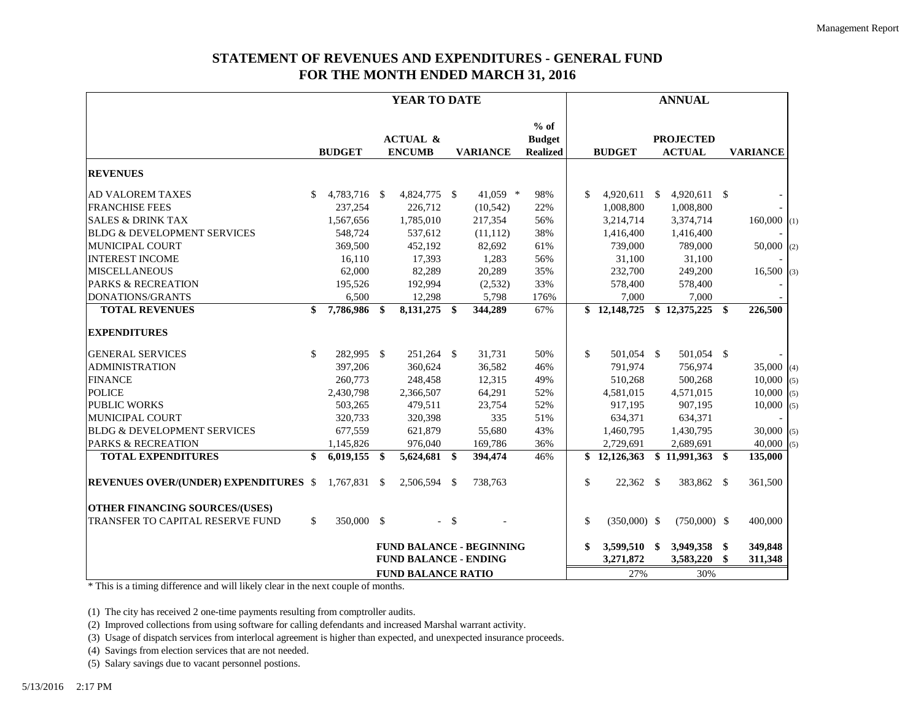# STATEMENT OF REVENUES AND EXPENDITURES - GENERAL FUND
## FOR THE MONTH ENDED MARCH 31, 2016

| | YEAR TO DATE | | | | ANNUAL | | | |
|---|---|---|---|---|---|---|---|---|
| | BUDGET | ACTUAL & ENCUMB | VARIANCE | % of Budget Realized | BUDGET | PROJECTED ACTUAL | VARIANCE | |
| **REVENUES** | | | | | | | | |
| AD VALOREM TAXES | $ 4,783,716 | $ 4,824,775 | $ 41,059 * | 98% | $ 4,920,611 | $ 4,920,611 | $ - | |
| FRANCHISE FEES | 237,254 | 226,712 | (10,542) | 22% | 1,008,800 | 1,008,800 | - | |
| SALES & DRINK TAX | 1,567,656 | 1,785,010 | 217,354 | 56% | 3,214,714 | 3,374,714 | 160,000 | (1) |
| BLDG & DEVELOPMENT SERVICES | 548,724 | 537,612 | (11,112) | 38% | 1,416,400 | 1,416,400 | - | |
| MUNICIPAL COURT | 369,500 | 452,192 | 82,692 | 61% | 739,000 | 789,000 | 50,000 | (2) |
| INTEREST INCOME | 16,110 | 17,393 | 1,283 | 56% | 31,100 | 31,100 | - | |
| MISCELLANEOUS | 62,000 | 82,289 | 20,289 | 35% | 232,700 | 249,200 | 16,500 | (3) |
| PARKS & RECREATION | 195,526 | 192,994 | (2,532) | 33% | 578,400 | 578,400 | - | |
| DONATIONS/GRANTS | 6,500 | 12,298 | 5,798 | 176% | 7,000 | 7,000 | - | |
| **TOTAL REVENUES** | **$ 7,786,986** | **$ 8,131,275** | **$ 344,289** | 67% | **$ 12,148,725** | **$ 12,375,225** | **$ 226,500** | |
| **EXPENDITURES** | | | | | | | | |
| GENERAL SERVICES | $ 282,995 | $ 251,264 | $ 31,731 | 50% | $ 501,054 | $ 501,054 | $ - | |
| ADMINISTRATION | 397,206 | 360,624 | 36,582 | 46% | 791,974 | 756,974 | 35,000 | (4) |
| FINANCE | 260,773 | 248,458 | 12,315 | 49% | 510,268 | 500,268 | 10,000 | (5) |
| POLICE | 2,430,798 | 2,366,507 | 64,291 | 52% | 4,581,015 | 4,571,015 | 10,000 | (5) |
| PUBLIC WORKS | 503,265 | 479,511 | 23,754 | 52% | 917,195 | 907,195 | 10,000 | (5) |
| MUNICIPAL COURT | 320,733 | 320,398 | 335 | 51% | 634,371 | 634,371 | - | |
| BLDG & DEVELOPMENT SERVICES | 677,559 | 621,879 | 55,680 | 43% | 1,460,795 | 1,430,795 | 30,000 | (5) |
| PARKS & RECREATION | 1,145,826 | 976,040 | 169,786 | 36% | 2,729,691 | 2,689,691 | 40,000 | (5) |
| **TOTAL EXPENDITURES** | **$ 6,019,155** | **$ 5,624,681** | **$ 394,474** | 46% | **$ 12,126,363** | **$ 11,991,363** | **$ 135,000** | |
| **REVENUES OVER/(UNDER) EXPENDITURES** | $ 1,767,831 | $ 2,506,594 | $ 738,763 | | $ 22,362 | $ 383,862 | $ 361,500 | |
| **OTHER FINANCING SOURCES/(USES)** | | | | | | | | |
| TRANSFER TO CAPITAL RESERVE FUND | $ 350,000 | $ - | $ - | | $ (350,000) | $ (750,000) | $ 400,000 | |
| | | **FUND BALANCE - BEGINNING** | | | **$ 3,599,510** | **$ 3,949,358** | **$ 349,848** | |
| | | **FUND BALANCE - ENDING** | | | **3,271,872** | **3,583,220** | **$ 311,348** | |
| | | **FUND BALANCE RATIO** | | | 27% | 30% | | |

\* This is a timing difference and will likely clear in the next couple of months.

(1) The city has received 2 one-time payments resulting from comptroller audits.

(2) Improved collections from using software for calling defendants and increased Marshal warrant activity.

(3) Usage of dispatch services from interlocal agreement is higher than expected, and unexpected insurance proceeds.

(4) Savings from election services that are not needed.

(5) Salary savings due to vacant personnel postions.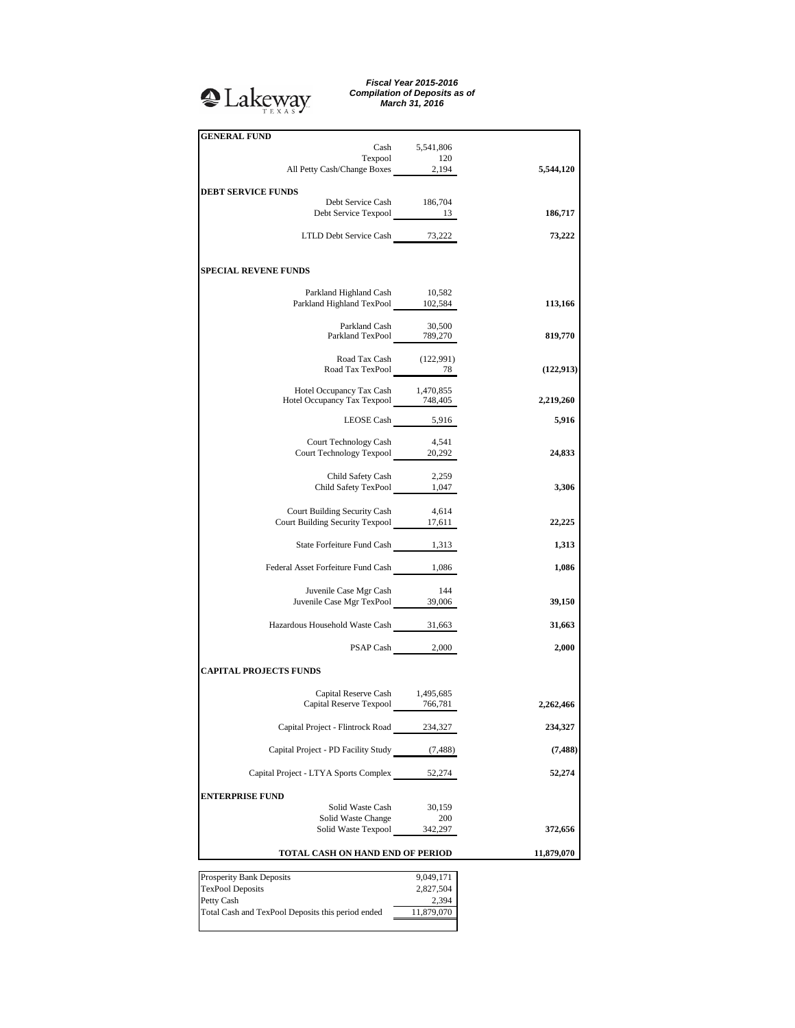Lakeway TEXAS

***Fiscal Year 2015-2016***
***Compilation of Deposits as of***
***March 31, 2016***

| | | |
|---|---|---|
| **GENERAL FUND** | | |
| Cash | 5,541,806 | |
| Texpool | 120 | |
| All Petty Cash/Change Boxes | 2,194 | **5,544,120** |
| **DEBT SERVICE FUNDS** | | |
| Debt Service Cash | 186,704 | |
| Debt Service Texpool | 13 | **186,717** |
| LTLD Debt Service Cash | 73,222 | **73,222** |
| **SPECIAL REVENE FUNDS** | | |
| Parkland Highland Cash | 10,582 | |
| Parkland Highland TexPool | 102,584 | **113,166** |
| Parkland Cash | 30,500 | |
| Parkland TexPool | 789,270 | **819,770** |
| Road Tax Cash | (122,991) | |
| Road Tax TexPool | 78 | **(122,913)** |
| Hotel Occupancy Tax Cash | 1,470,855 | |
| Hotel Occupancy Tax Texpool | 748,405 | **2,219,260** |
| LEOSE Cash | 5,916 | **5,916** |
| Court Technology Cash | 4,541 | |
| Court Technology Texpool | 20,292 | **24,833** |
| Child Safety Cash | 2,259 | |
| Child Safety TexPool | 1,047 | **3,306** |
| Court Building Security Cash | 4,614 | |
| Court Building Security Texpool | 17,611 | **22,225** |
| State Forfeiture Fund Cash | 1,313 | **1,313** |
| Federal Asset Forfeiture Fund Cash | 1,086 | **1,086** |
| Juvenile Case Mgr Cash | 144 | |
| Juvenile Case Mgr TexPool | 39,006 | **39,150** |
| Hazardous Household Waste Cash | 31,663 | **31,663** |
| PSAP Cash | 2,000 | **2,000** |
| **CAPITAL PROJECTS FUNDS** | | |
| Capital Reserve Cash | 1,495,685 | |
| Capital Reserve Texpool | 766,781 | **2,262,466** |
| Capital Project - Flintrock Road | 234,327 | **234,327** |
| Capital Project - PD Facility Study | (7,488) | **(7,488)** |
| Capital Project - LTYA Sports Complex | 52,274 | **52,274** |
| **ENTERPRISE FUND** | | |
| Solid Waste Cash | 30,159 | |
| Solid Waste Change | 200 | |
| Solid Waste Texpool | 342,297 | **372,656** |
| **TOTAL CASH ON HAND END OF PERIOD** | | **11,879,070** |

| | |
|---|---|
| Prosperity Bank Deposits | 9,049,171 |
| TexPool Deposits | 2,827,504 |
| Petty Cash | 2,394 |
| Total Cash and TexPool Deposits this period ended | 11,879,070 |